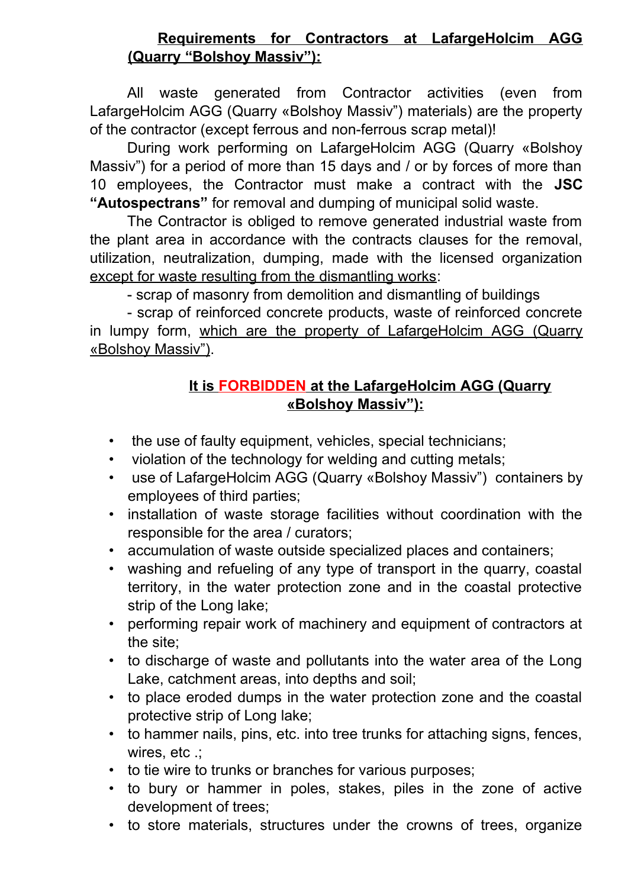## <u>Requirements for Contractors at LafargeHolcim AGG (Quarry "Bolshoy Massiv"):</u>

All waste generated from Contractor activities (even from LafargeHolcim AGG (Quarry «Bolshoy Massiv") materials) are the property of the contractor (except ferrous and non-ferrous scrap metal)!

During work performing on LafargeHolcim AGG (Quarry «Bolshoy Massiv") for a period of more than 15 days and / or by forces of more than 10 employees, the Contractor must make a contract with the **JSC "Autospectrans"** for removal and dumping of municipal solid waste.

The Contractor is obliged to remove generated industrial waste from the plant area in accordance with the contracts clauses for the removal, utilization, neutralization, dumping, made with the licensed organization <u>except for waste resulting from the dismantling works</u>:

- scrap of masonry from demolition and dismantling of buildings
- scrap of reinforced concrete products, waste of reinforced concrete in lumpy form, <u>which are the property of LafargeHolcim AGG (Quarry «Bolshoy Massiv")</u>.

## <u>It is FORBIDDEN at the LafargeHolcim AGG (Quarry «Bolshoy Massiv"):</u>

- the use of faulty equipment, vehicles, special technicians;
- violation of the technology for welding and cutting metals;
- use of LafargeHolcim AGG (Quarry «Bolshoy Massiv") containers by employees of third parties;
- installation of waste storage facilities without coordination with the responsible for the area / curators;
- accumulation of waste outside specialized places and containers;
- washing and refueling of any type of transport in the quarry, coastal territory, in the water protection zone and in the coastal protective strip of the Long lake;
- performing repair work of machinery and equipment of contractors at the site;
- to discharge of waste and pollutants into the water area of the Long Lake, catchment areas, into depths and soil;
- to place eroded dumps in the water protection zone and the coastal protective strip of Long lake;
- to hammer nails, pins, etc. into tree trunks for attaching signs, fences, wires, etc .;
- to tie wire to trunks or branches for various purposes;
- to bury or hammer in poles, stakes, piles in the zone of active development of trees;
- to store materials, structures under the crowns of trees, organize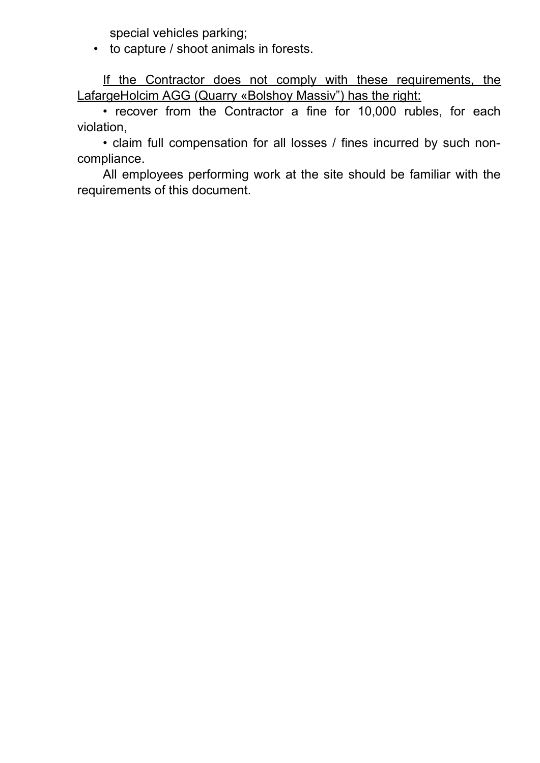special vehicles parking;

- to capture / shoot animals in forests.

<u>If the Contractor does not comply with these requirements, the LafargeHolcim AGG (Quarry «Bolshoy Massiv”) has the right:</u>

• recover from the Contractor a fine for 10,000 rubles, for each violation,

• claim full compensation for all losses / fines incurred by such non-compliance.

All employees performing work at the site should be familiar with the requirements of this document.